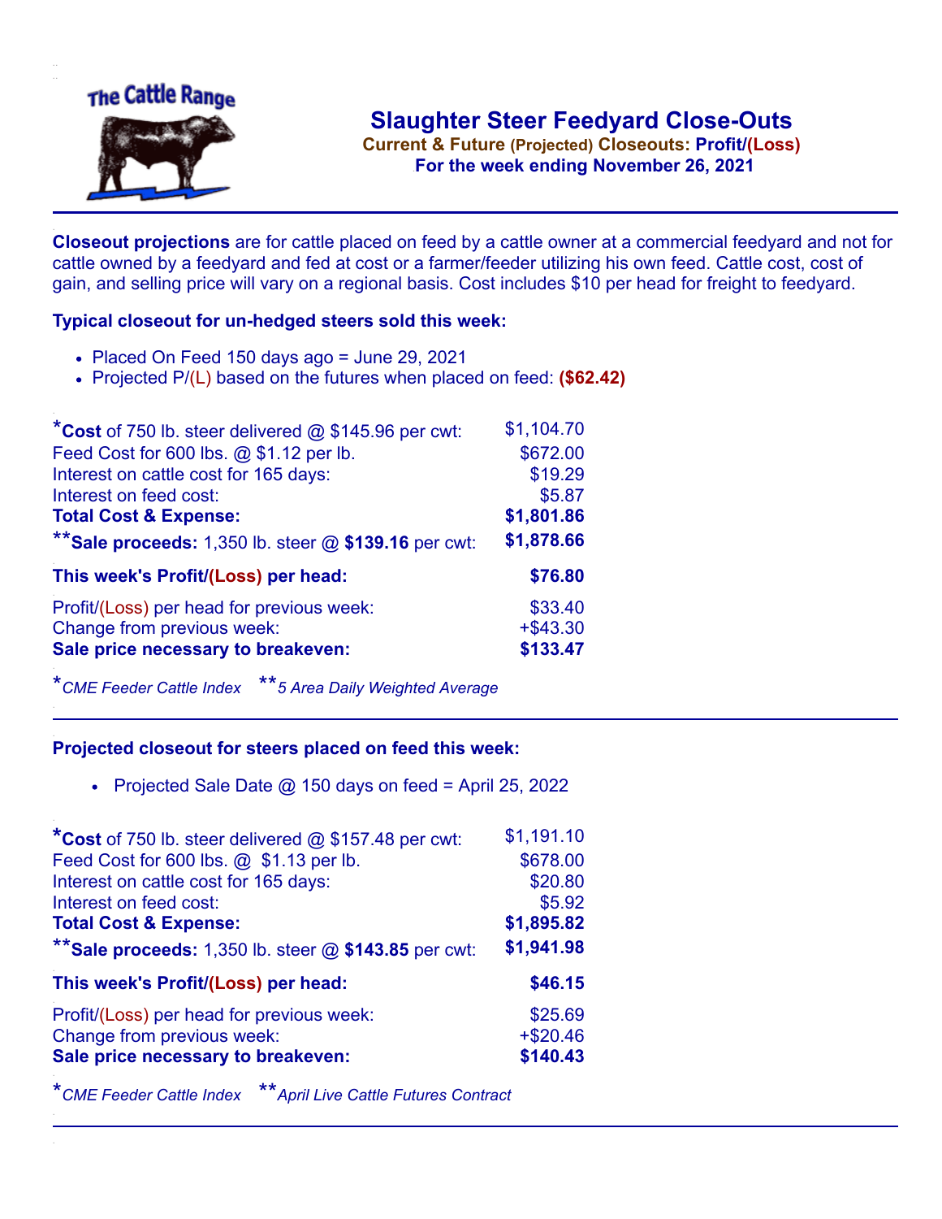The Cattle Range

# Slaughter Steer Feedyard Close-Outs

**Current & Future (Projected) Closeouts: Profit/(Loss)**

**For the week ending November 26, 2021**

**Closeout projections** are for cattle placed on feed by a cattle owner at a commercial feedyard and not for cattle owned by a feedyard and fed at cost or a farmer/feeder utilizing his own feed. Cattle cost, cost of gain, and selling price will vary on a regional basis. Cost includes $10 per head for freight to feedyard.

### Typical closeout for un-hedged steers sold this week:

- Placed On Feed 150 days ago = June 29, 2021
- Projected P/(L) based on the futures when placed on feed: **($62.42)**

| | |
|---|---|
| ***Cost** of 750 lb. steer delivered @ $145.96 per cwt: | $1,104.70 |
| Feed Cost for 600 lbs. @ $1.12 per lb. | $672.00 |
| Interest on cattle cost for 165 days: | $19.29 |
| Interest on feed cost: | $5.87 |
| **Total Cost & Expense:** | **$1,801.86** |
| ****Sale proceeds:** 1,350 lb. steer @ **$139.16** per cwt: | **$1,878.66** |
| **This week's Profit/(Loss) per head:** | **$76.80** |
| Profit/(Loss) per head for previous week: | $33.40 |
| Change from previous week: | +$43.30 |
| **Sale price necessary to breakeven:** | **$133.47** |

**CME Feeder Cattle Index* ***5 Area Daily Weighted Average*

### Projected closeout for steers placed on feed this week:

- Projected Sale Date @ 150 days on feed = April 25, 2022

| | |
|---|---|
| ***Cost** of 750 lb. steer delivered @ $157.48 per cwt: | $1,191.10 |
| Feed Cost for 600 lbs. @ $1.13 per lb. | $678.00 |
| Interest on cattle cost for 165 days: | $20.80 |
| Interest on feed cost: | $5.92 |
| **Total Cost & Expense:** | **$1,895.82** |
| ****Sale proceeds:** 1,350 lb. steer @ **$143.85** per cwt: | **$1,941.98** |
| **This week's Profit/(Loss) per head:** | **$46.15** |
| Profit/(Loss) per head for previous week: | $25.69 |
| Change from previous week: | +$20.46 |
| **Sale price necessary to breakeven:** | **$140.43** |

**CME Feeder Cattle Index* ***April Live Cattle Futures Contract*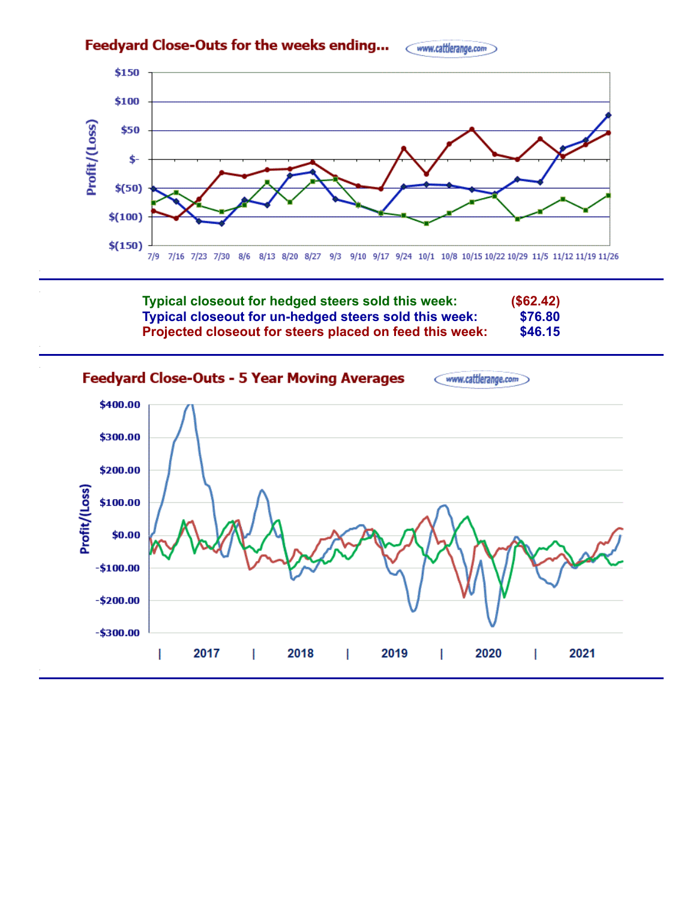## Feedyard Close-Outs for the weeks ending...

www.cattlerange.com

Profit/(Loss)

$150
$100
$50
$-
$(50)
$(100)
$(150)

7/9 7/16 7/23 7/30 8/6 8/13 8/20 8/27 9/3 9/10 9/17 9/24 10/1 10/8 10/15 10/22 10/29 11/5 11/12 11/19 11/26

| | |
|---|---|
| Typical closeout for hedged steers sold this week: | ($62.42) |
| Typical closeout for un-hedged steers sold this week: | $76.80 |
| Projected closeout for steers placed on feed this week: | $46.15 |

## Feedyard Close-Outs - 5 Year Moving Averages

www.cattlerange.com

Profit/(Loss)

$400.00
$300.00
$200.00
$100.00
$0.00
-$100.00
-$200.00
-$300.00

2017 2018 2019 2020 2021